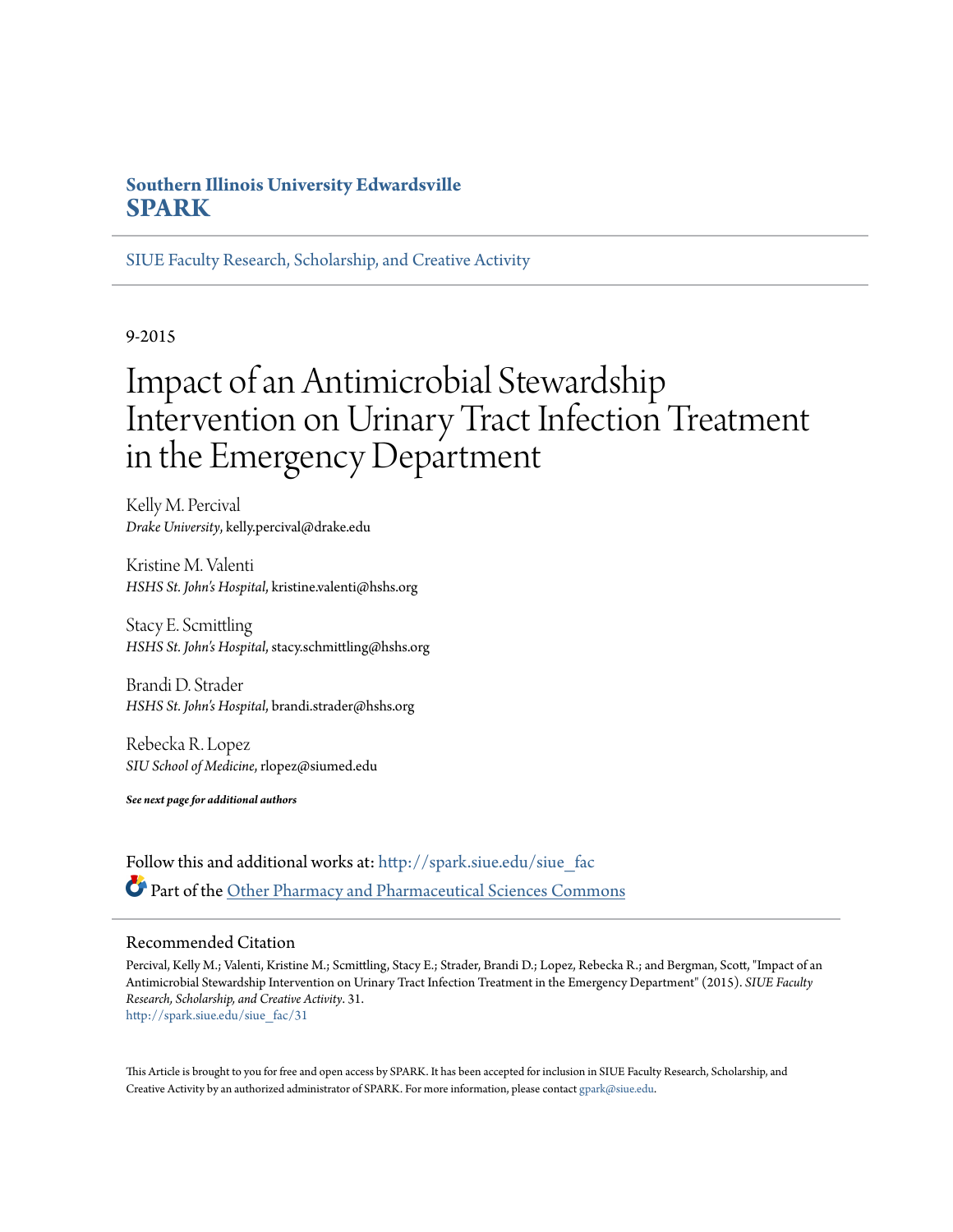**Southern Illinois University Edwardsville**
**SPARK**

SIUE Faculty Research, Scholarship, and Creative Activity

9-2015

# Impact of an Antimicrobial Stewardship Intervention on Urinary Tract Infection Treatment in the Emergency Department

Kelly M. Percival
*Drake University*, kelly.percival@drake.edu

Kristine M. Valenti
*HSHS St. John's Hospital*, kristine.valenti@hshs.org

Stacy E. Scmittling
*HSHS St. John's Hospital*, stacy.schmittling@hshs.org

Brandi D. Strader
*HSHS St. John's Hospital*, brandi.strader@hshs.org

Rebecka R. Lopez
*SIU School of Medicine*, rlopez@siumed.edu

***See next page for additional authors***

Follow this and additional works at: http://spark.siue.edu/siue_fac

Part of the Other Pharmacy and Pharmaceutical Sciences Commons

## Recommended Citation

Percival, Kelly M.; Valenti, Kristine M.; Scmittling, Stacy E.; Strader, Brandi D.; Lopez, Rebecka R.; and Bergman, Scott, "Impact of an Antimicrobial Stewardship Intervention on Urinary Tract Infection Treatment in the Emergency Department" (2015). *SIUE Faculty Research, Scholarship, and Creative Activity*. 31.
http://spark.siue.edu/siue_fac/31

This Article is brought to you for free and open access by SPARK. It has been accepted for inclusion in SIUE Faculty Research, Scholarship, and Creative Activity by an authorized administrator of SPARK. For more information, please contact gpark@siue.edu.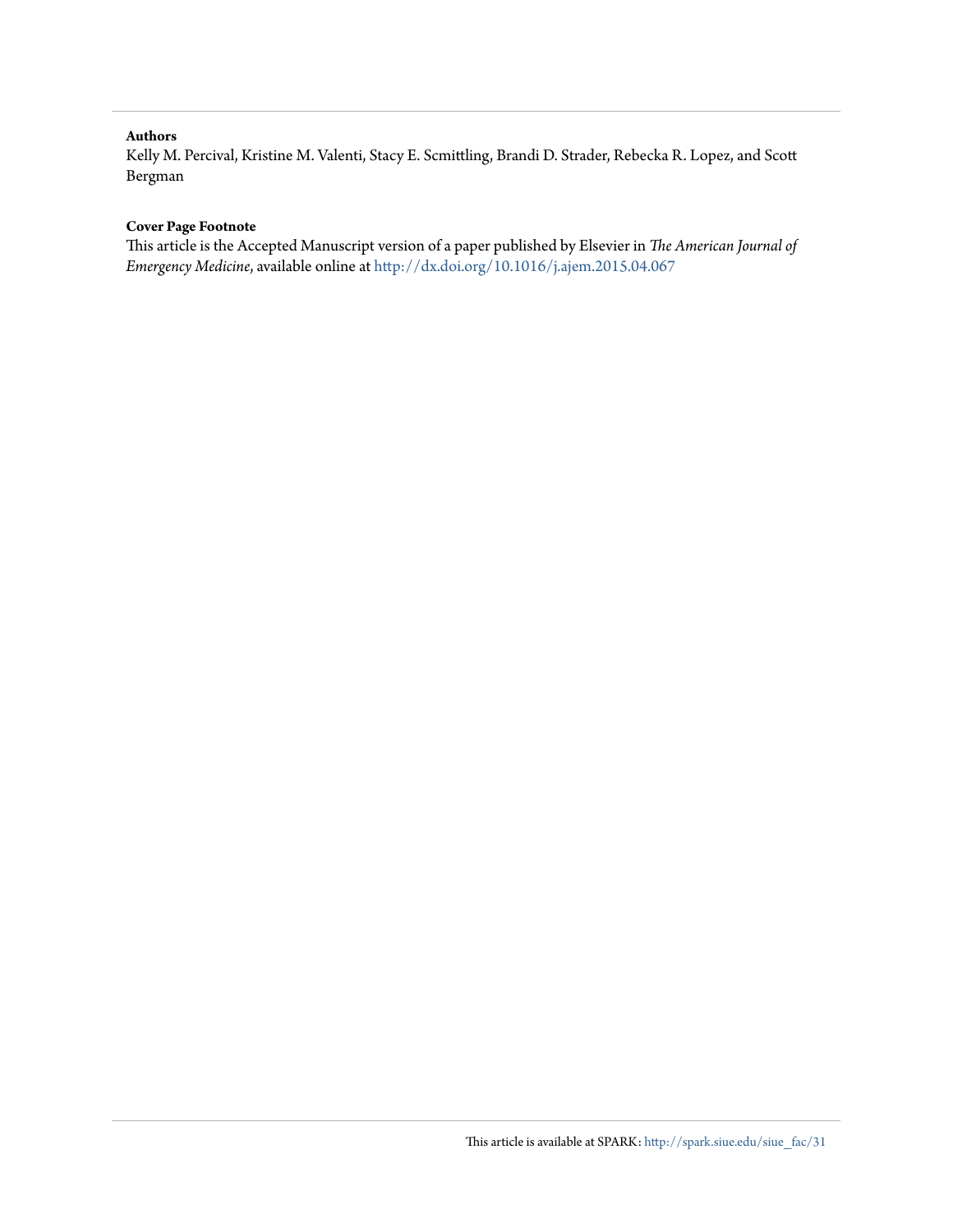**Authors**

Kelly M. Percival, Kristine M. Valenti, Stacy E. Scmittling, Brandi D. Strader, Rebecka R. Lopez, and Scott Bergman

**Cover Page Footnote**

This article is the Accepted Manuscript version of a paper published by Elsevier in *The American Journal of Emergency Medicine*, available online at http://dx.doi.org/10.1016/j.ajem.2015.04.067

This article is available at SPARK: http://spark.siue.edu/siue_fac/31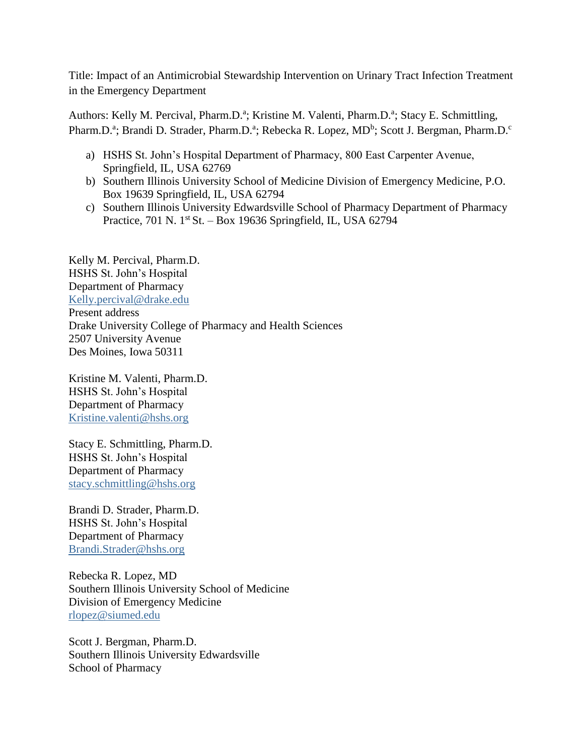Title: Impact of an Antimicrobial Stewardship Intervention on Urinary Tract Infection Treatment in the Emergency Department

Authors: Kelly M. Percival, Pharm.D.[a]; Kristine M. Valenti, Pharm.D.[a]; Stacy E. Schmittling, Pharm.D.[a]; Brandi D. Strader, Pharm.D.[a]; Rebecka R. Lopez, MD[b]; Scott J. Bergman, Pharm.D.[c]

a) HSHS St. John's Hospital Department of Pharmacy, 800 East Carpenter Avenue, Springfield, IL, USA 62769
b) Southern Illinois University School of Medicine Division of Emergency Medicine, P.O. Box 19639 Springfield, IL, USA 62794
c) Southern Illinois University Edwardsville School of Pharmacy Department of Pharmacy Practice, 701 N. 1st St. – Box 19636 Springfield, IL, USA 62794

Kelly M. Percival, Pharm.D.
HSHS St. John's Hospital
Department of Pharmacy
Kelly.percival@drake.edu
Present address
Drake University College of Pharmacy and Health Sciences
2507 University Avenue
Des Moines, Iowa 50311

Kristine M. Valenti, Pharm.D.
HSHS St. John's Hospital
Department of Pharmacy
Kristine.valenti@hshs.org

Stacy E. Schmittling, Pharm.D.
HSHS St. John's Hospital
Department of Pharmacy
stacy.schmittling@hshs.org

Brandi D. Strader, Pharm.D.
HSHS St. John's Hospital
Department of Pharmacy
Brandi.Strader@hshs.org

Rebecka R. Lopez, MD
Southern Illinois University School of Medicine
Division of Emergency Medicine
rlopez@siumed.edu

Scott J. Bergman, Pharm.D.
Southern Illinois University Edwardsville
School of Pharmacy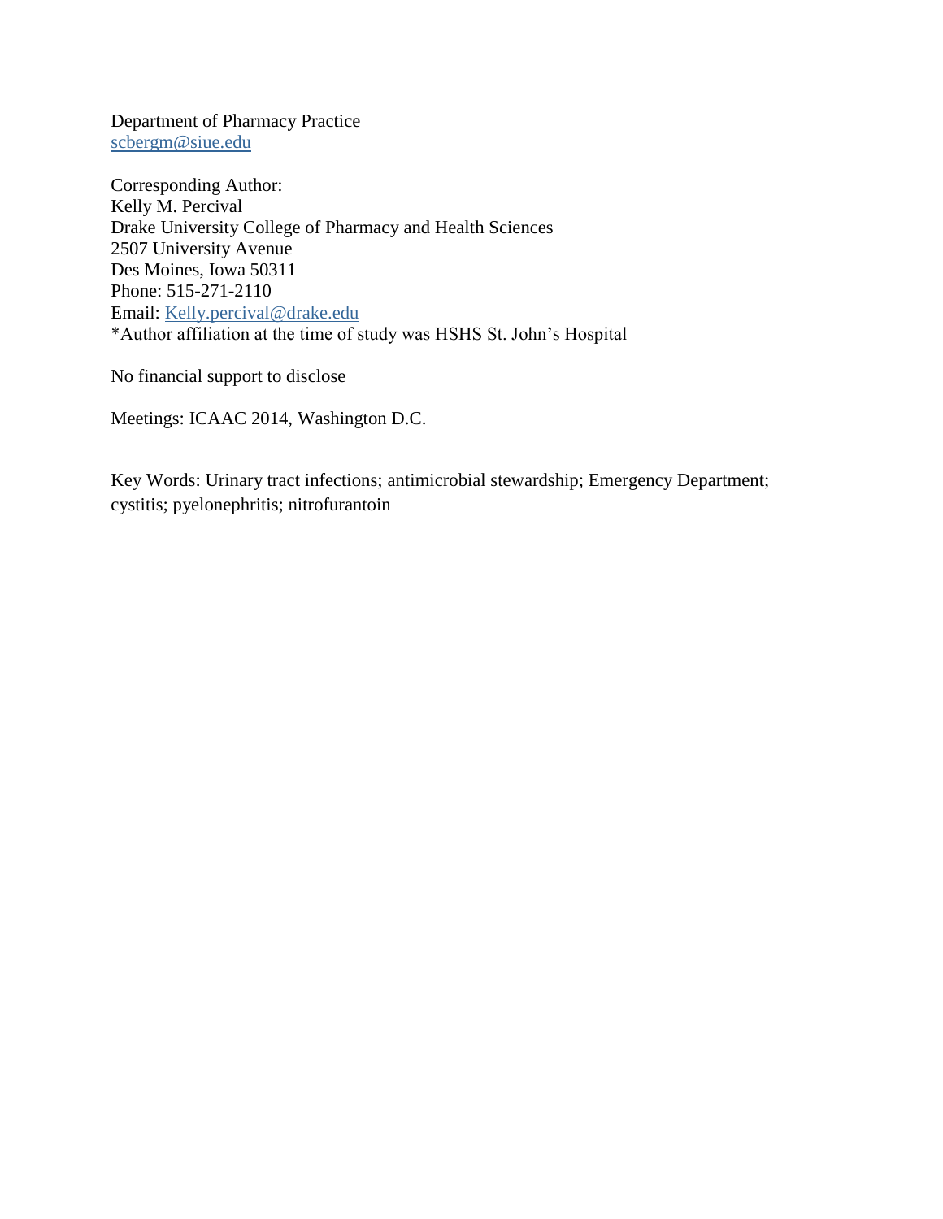Department of Pharmacy Practice
scbergm@siue.edu

Corresponding Author:
Kelly M. Percival
Drake University College of Pharmacy and Health Sciences
2507 University Avenue
Des Moines, Iowa 50311
Phone: 515-271-2110
Email: Kelly.percival@drake.edu
*Author affiliation at the time of study was HSHS St. John's Hospital

No financial support to disclose

Meetings: ICAAC 2014, Washington D.C.

Key Words: Urinary tract infections; antimicrobial stewardship; Emergency Department; cystitis; pyelonephritis; nitrofurantoin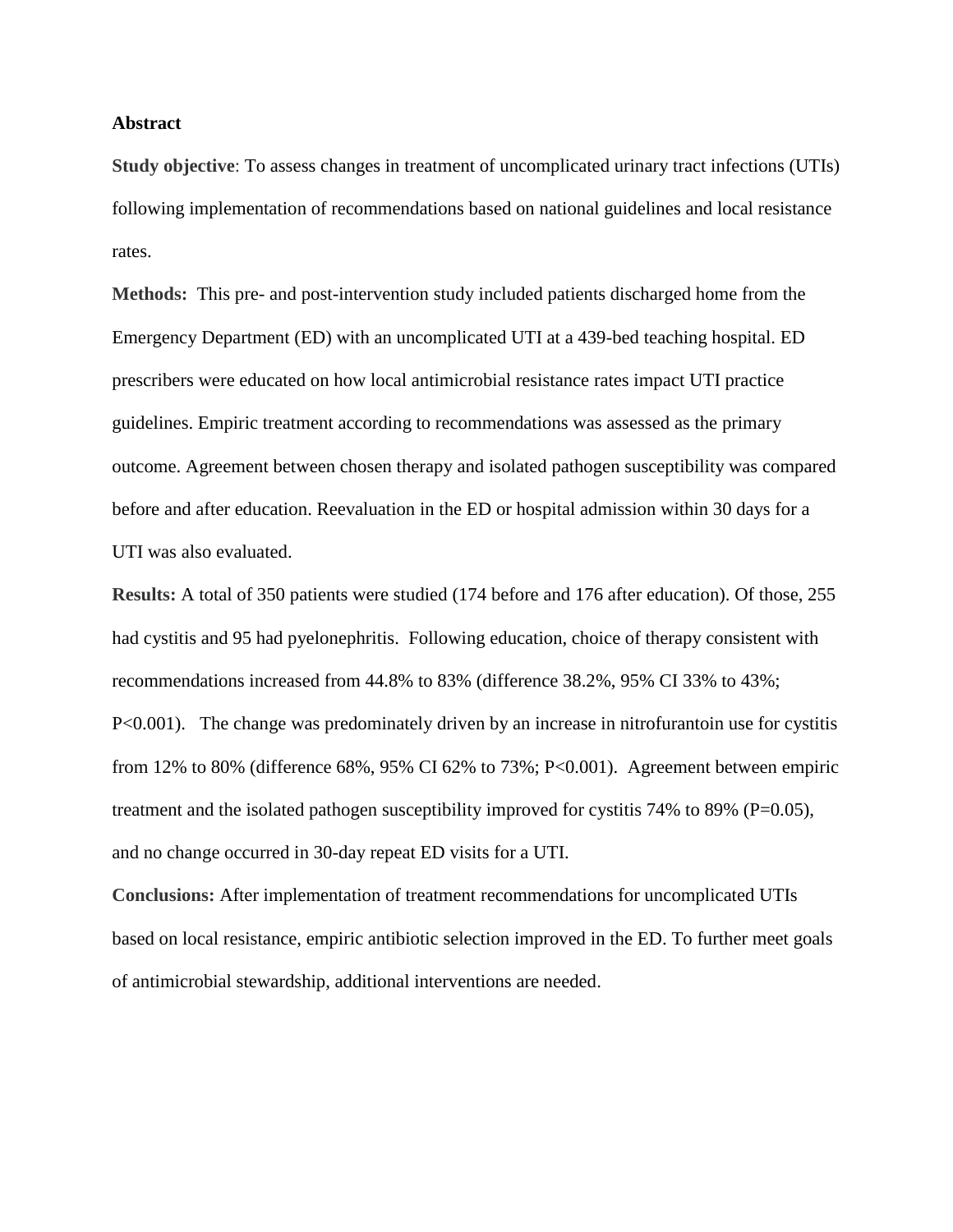## Abstract

**Study objective**: To assess changes in treatment of uncomplicated urinary tract infections (UTIs) following implementation of recommendations based on national guidelines and local resistance rates.

**Methods:** This pre- and post-intervention study included patients discharged home from the Emergency Department (ED) with an uncomplicated UTI at a 439-bed teaching hospital. ED prescribers were educated on how local antimicrobial resistance rates impact UTI practice guidelines. Empiric treatment according to recommendations was assessed as the primary outcome. Agreement between chosen therapy and isolated pathogen susceptibility was compared before and after education. Reevaluation in the ED or hospital admission within 30 days for a UTI was also evaluated.

**Results:** A total of 350 patients were studied (174 before and 176 after education). Of those, 255 had cystitis and 95 had pyelonephritis. Following education, choice of therapy consistent with recommendations increased from 44.8% to 83% (difference 38.2%, 95% CI 33% to 43%; $P<0.001$). The change was predominately driven by an increase in nitrofurantoin use for cystitis from 12% to 80% (difference 68%, 95% CI 62% to 73%; $P<0.001$). Agreement between empiric treatment and the isolated pathogen susceptibility improved for cystitis 74% to 89% ($P=0.05$), and no change occurred in 30-day repeat ED visits for a UTI.

**Conclusions:** After implementation of treatment recommendations for uncomplicated UTIs based on local resistance, empiric antibiotic selection improved in the ED. To further meet goals of antimicrobial stewardship, additional interventions are needed.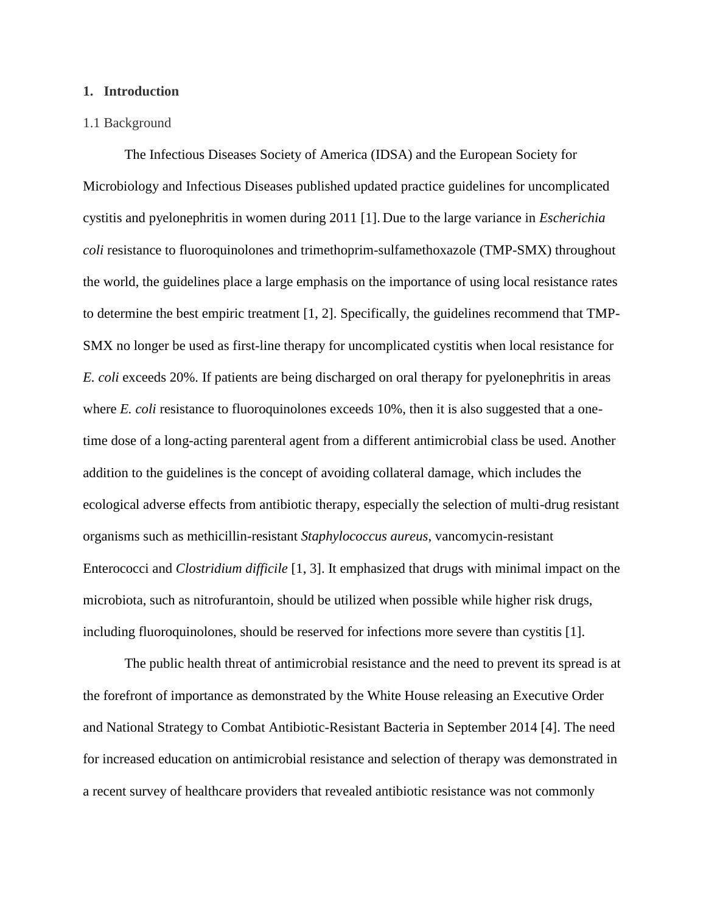# 1. Introduction

## 1.1 Background

The Infectious Diseases Society of America (IDSA) and the European Society for Microbiology and Infectious Diseases published updated practice guidelines for uncomplicated cystitis and pyelonephritis in women during 2011 [1]. Due to the large variance in *Escherichia coli* resistance to fluoroquinolones and trimethoprim-sulfamethoxazole (TMP-SMX) throughout the world, the guidelines place a large emphasis on the importance of using local resistance rates to determine the best empiric treatment [1, 2]. Specifically, the guidelines recommend that TMP-SMX no longer be used as first-line therapy for uncomplicated cystitis when local resistance for *E. coli* exceeds 20%. If patients are being discharged on oral therapy for pyelonephritis in areas where *E. coli* resistance to fluoroquinolones exceeds 10%, then it is also suggested that a one-time dose of a long-acting parenteral agent from a different antimicrobial class be used. Another addition to the guidelines is the concept of avoiding collateral damage, which includes the ecological adverse effects from antibiotic therapy, especially the selection of multi-drug resistant organisms such as methicillin-resistant *Staphylococcus aureus*, vancomycin-resistant Enterococci and *Clostridium difficile* [1, 3]. It emphasized that drugs with minimal impact on the microbiota, such as nitrofurantoin, should be utilized when possible while higher risk drugs, including fluoroquinolones, should be reserved for infections more severe than cystitis [1].

The public health threat of antimicrobial resistance and the need to prevent its spread is at the forefront of importance as demonstrated by the White House releasing an Executive Order and National Strategy to Combat Antibiotic-Resistant Bacteria in September 2014 [4]. The need for increased education on antimicrobial resistance and selection of therapy was demonstrated in a recent survey of healthcare providers that revealed antibiotic resistance was not commonly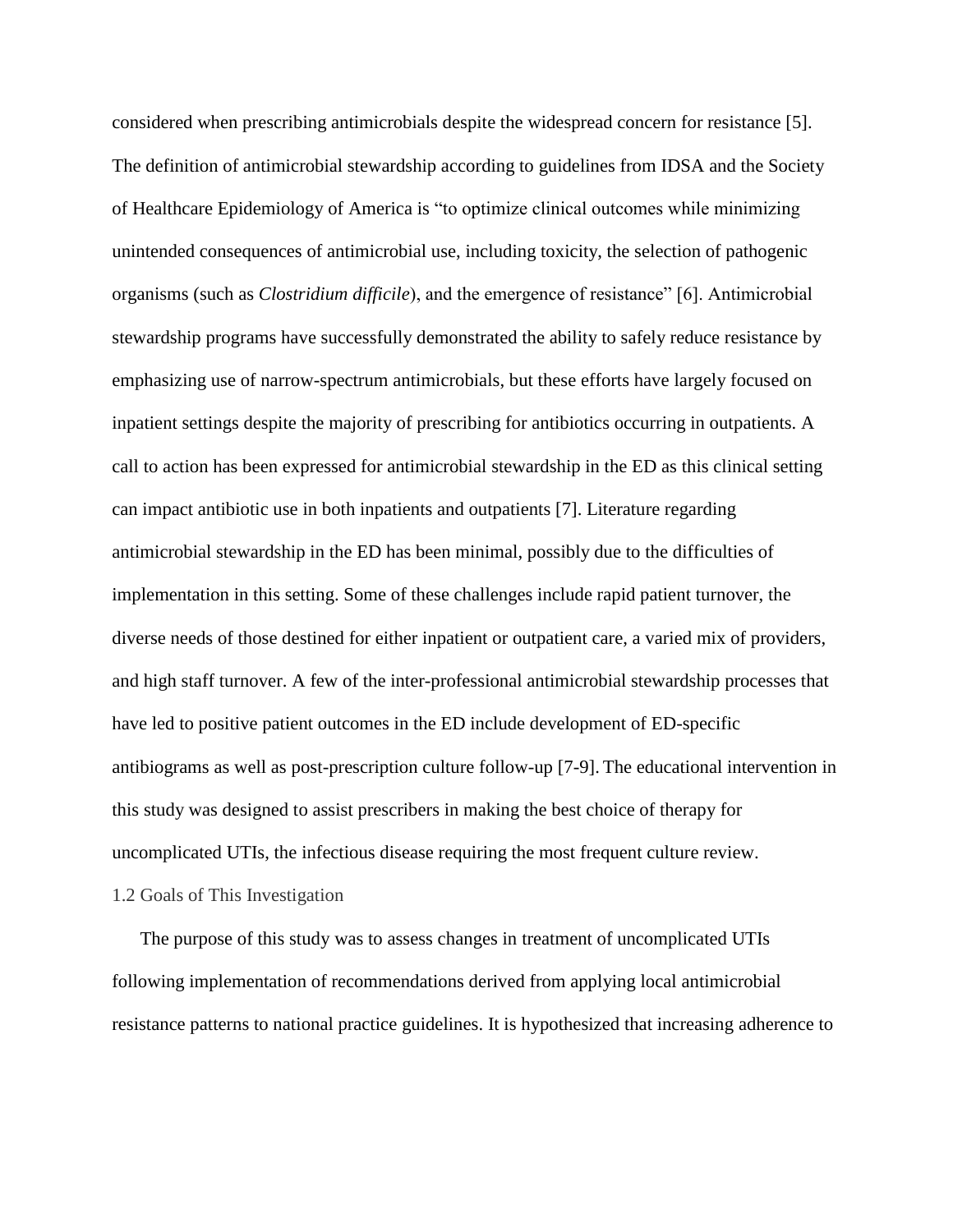considered when prescribing antimicrobials despite the widespread concern for resistance [5]. The definition of antimicrobial stewardship according to guidelines from IDSA and the Society of Healthcare Epidemiology of America is "to optimize clinical outcomes while minimizing unintended consequences of antimicrobial use, including toxicity, the selection of pathogenic organisms (such as *Clostridium difficile*), and the emergence of resistance" [6]. Antimicrobial stewardship programs have successfully demonstrated the ability to safely reduce resistance by emphasizing use of narrow-spectrum antimicrobials, but these efforts have largely focused on inpatient settings despite the majority of prescribing for antibiotics occurring in outpatients. A call to action has been expressed for antimicrobial stewardship in the ED as this clinical setting can impact antibiotic use in both inpatients and outpatients [7]. Literature regarding antimicrobial stewardship in the ED has been minimal, possibly due to the difficulties of implementation in this setting. Some of these challenges include rapid patient turnover, the diverse needs of those destined for either inpatient or outpatient care, a varied mix of providers, and high staff turnover. A few of the inter-professional antimicrobial stewardship processes that have led to positive patient outcomes in the ED include development of ED-specific antibiograms as well as post-prescription culture follow-up [7-9]. The educational intervention in this study was designed to assist prescribers in making the best choice of therapy for uncomplicated UTIs, the infectious disease requiring the most frequent culture review.

### 1.2 Goals of This Investigation

The purpose of this study was to assess changes in treatment of uncomplicated UTIs following implementation of recommendations derived from applying local antimicrobial resistance patterns to national practice guidelines. It is hypothesized that increasing adherence to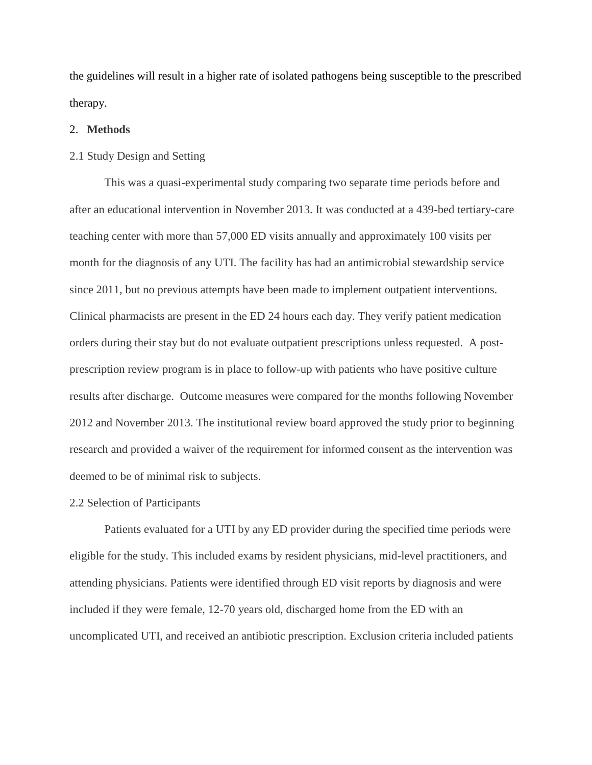the guidelines will result in a higher rate of isolated pathogens being susceptible to the prescribed therapy.

## 2. **Methods**

### 2.1 Study Design and Setting

This was a quasi-experimental study comparing two separate time periods before and after an educational intervention in November 2013. It was conducted at a 439-bed tertiary-care teaching center with more than 57,000 ED visits annually and approximately 100 visits per month for the diagnosis of any UTI. The facility has had an antimicrobial stewardship service since 2011, but no previous attempts have been made to implement outpatient interventions. Clinical pharmacists are present in the ED 24 hours each day. They verify patient medication orders during their stay but do not evaluate outpatient prescriptions unless requested. A post-prescription review program is in place to follow-up with patients who have positive culture results after discharge. Outcome measures were compared for the months following November 2012 and November 2013. The institutional review board approved the study prior to beginning research and provided a waiver of the requirement for informed consent as the intervention was deemed to be of minimal risk to subjects.

### 2.2 Selection of Participants

Patients evaluated for a UTI by any ED provider during the specified time periods were eligible for the study. This included exams by resident physicians, mid-level practitioners, and attending physicians. Patients were identified through ED visit reports by diagnosis and were included if they were female, 12-70 years old, discharged home from the ED with an uncomplicated UTI, and received an antibiotic prescription. Exclusion criteria included patients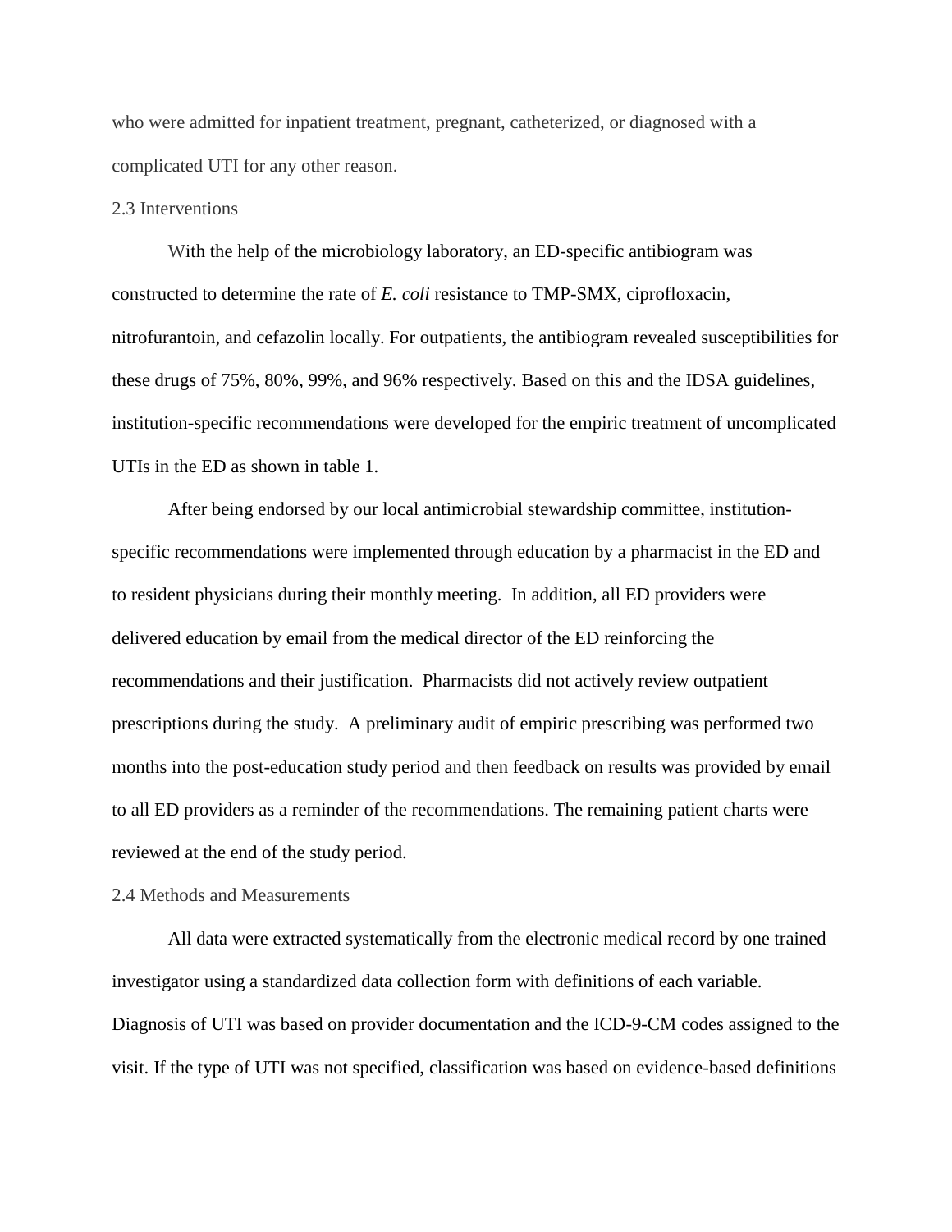who were admitted for inpatient treatment, pregnant, catheterized, or diagnosed with a complicated UTI for any other reason.

### 2.3 Interventions

With the help of the microbiology laboratory, an ED-specific antibiogram was constructed to determine the rate of *E. coli* resistance to TMP-SMX, ciprofloxacin, nitrofurantoin, and cefazolin locally. For outpatients, the antibiogram revealed susceptibilities for these drugs of 75%, 80%, 99%, and 96% respectively. Based on this and the IDSA guidelines, institution-specific recommendations were developed for the empiric treatment of uncomplicated UTIs in the ED as shown in table 1.

After being endorsed by our local antimicrobial stewardship committee, institution-specific recommendations were implemented through education by a pharmacist in the ED and to resident physicians during their monthly meeting. In addition, all ED providers were delivered education by email from the medical director of the ED reinforcing the recommendations and their justification. Pharmacists did not actively review outpatient prescriptions during the study. A preliminary audit of empiric prescribing was performed two months into the post-education study period and then feedback on results was provided by email to all ED providers as a reminder of the recommendations. The remaining patient charts were reviewed at the end of the study period.

### 2.4 Methods and Measurements

All data were extracted systematically from the electronic medical record by one trained investigator using a standardized data collection form with definitions of each variable. Diagnosis of UTI was based on provider documentation and the ICD-9-CM codes assigned to the visit. If the type of UTI was not specified, classification was based on evidence-based definitions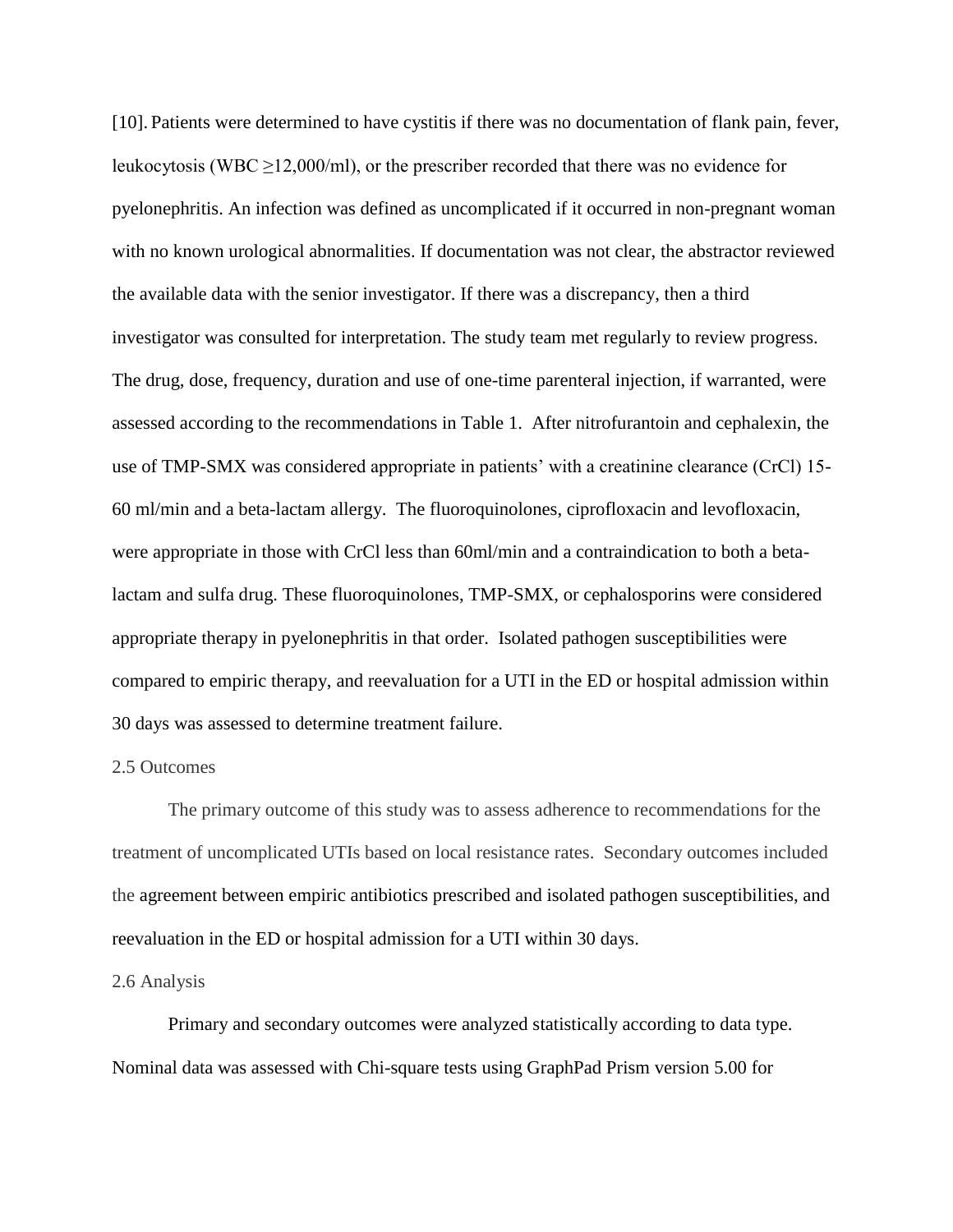[10]. Patients were determined to have cystitis if there was no documentation of flank pain, fever, leukocytosis (WBC $\geq$12,000/ml), or the prescriber recorded that there was no evidence for pyelonephritis. An infection was defined as uncomplicated if it occurred in non-pregnant woman with no known urological abnormalities. If documentation was not clear, the abstractor reviewed the available data with the senior investigator. If there was a discrepancy, then a third investigator was consulted for interpretation. The study team met regularly to review progress. The drug, dose, frequency, duration and use of one-time parenteral injection, if warranted, were assessed according to the recommendations in Table 1. After nitrofurantoin and cephalexin, the use of TMP-SMX was considered appropriate in patients' with a creatinine clearance (CrCl) 15-60 ml/min and a beta-lactam allergy. The fluoroquinolones, ciprofloxacin and levofloxacin, were appropriate in those with CrCl less than 60ml/min and a contraindication to both a beta-lactam and sulfa drug. These fluoroquinolones, TMP-SMX, or cephalosporins were considered appropriate therapy in pyelonephritis in that order. Isolated pathogen susceptibilities were compared to empiric therapy, and reevaluation for a UTI in the ED or hospital admission within 30 days was assessed to determine treatment failure.

### 2.5 Outcomes

The primary outcome of this study was to assess adherence to recommendations for the treatment of uncomplicated UTIs based on local resistance rates. Secondary outcomes included the agreement between empiric antibiotics prescribed and isolated pathogen susceptibilities, and reevaluation in the ED or hospital admission for a UTI within 30 days.

### 2.6 Analysis

Primary and secondary outcomes were analyzed statistically according to data type. Nominal data was assessed with Chi-square tests using GraphPad Prism version 5.00 for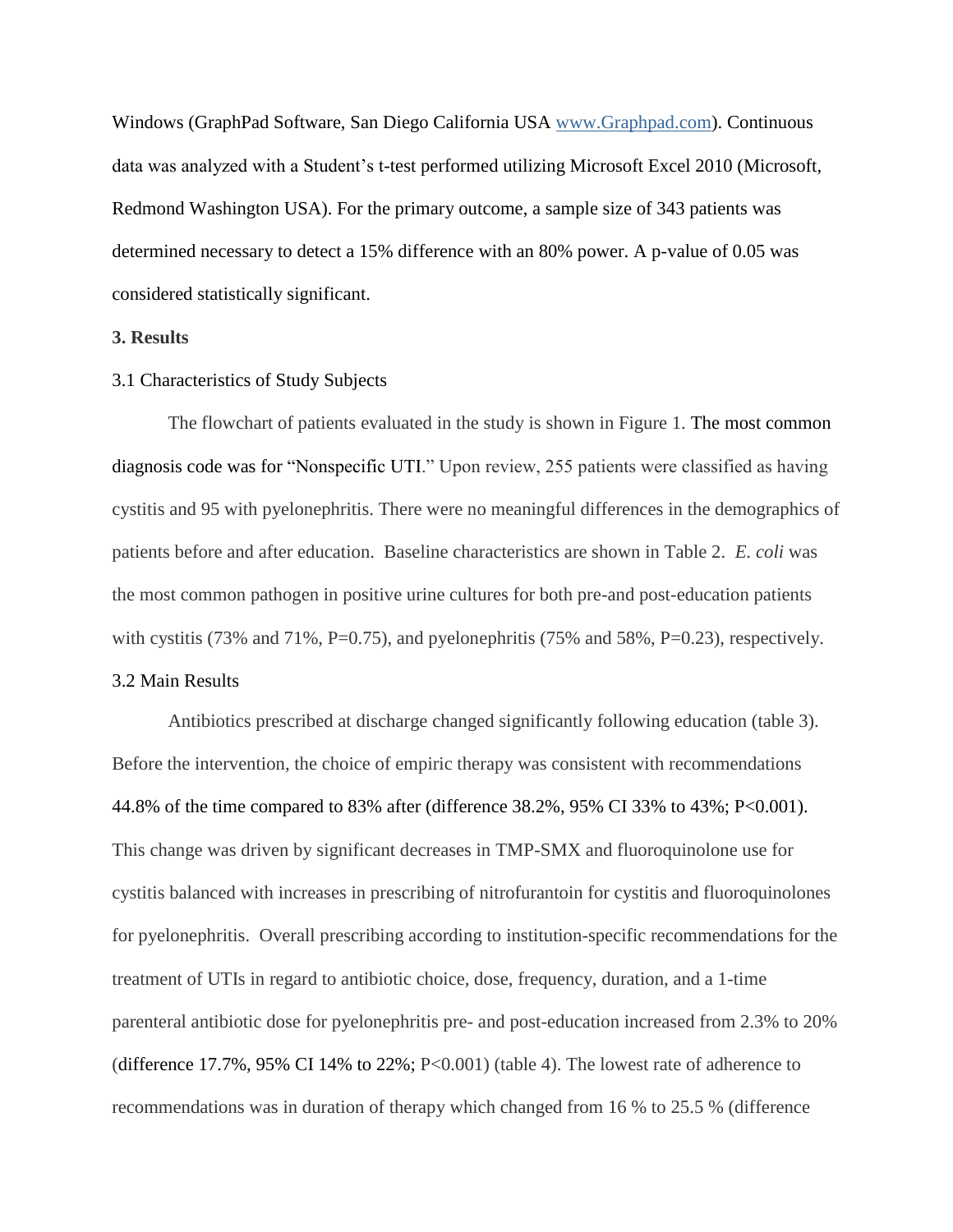Windows (GraphPad Software, San Diego California USA [www.Graphpad.com](www.Graphpad.com)). Continuous data was analyzed with a Student's t-test performed utilizing Microsoft Excel 2010 (Microsoft, Redmond Washington USA). For the primary outcome, a sample size of 343 patients was determined necessary to detect a 15% difference with an 80% power. A p-value of 0.05 was considered statistically significant.

## 3. Results

### 3.1 Characteristics of Study Subjects

The flowchart of patients evaluated in the study is shown in Figure 1. The most common diagnosis code was for "Nonspecific UTI." Upon review, 255 patients were classified as having cystitis and 95 with pyelonephritis. There were no meaningful differences in the demographics of patients before and after education. Baseline characteristics are shown in Table 2. *E. coli* was the most common pathogen in positive urine cultures for both pre-and post-education patients with cystitis (73% and 71%, P=0.75), and pyelonephritis (75% and 58%, P=0.23), respectively.

### 3.2 Main Results

Antibiotics prescribed at discharge changed significantly following education (table 3). Before the intervention, the choice of empiric therapy was consistent with recommendations 44.8% of the time compared to 83% after (difference 38.2%, 95% CI 33% to 43%; P<0.001). This change was driven by significant decreases in TMP-SMX and fluoroquinolone use for cystitis balanced with increases in prescribing of nitrofurantoin for cystitis and fluoroquinolones for pyelonephritis. Overall prescribing according to institution-specific recommendations for the treatment of UTIs in regard to antibiotic choice, dose, frequency, duration, and a 1-time parenteral antibiotic dose for pyelonephritis pre- and post-education increased from 2.3% to 20% (difference 17.7%, 95% CI 14% to 22%; P<0.001) (table 4). The lowest rate of adherence to recommendations was in duration of therapy which changed from 16 % to 25.5 % (difference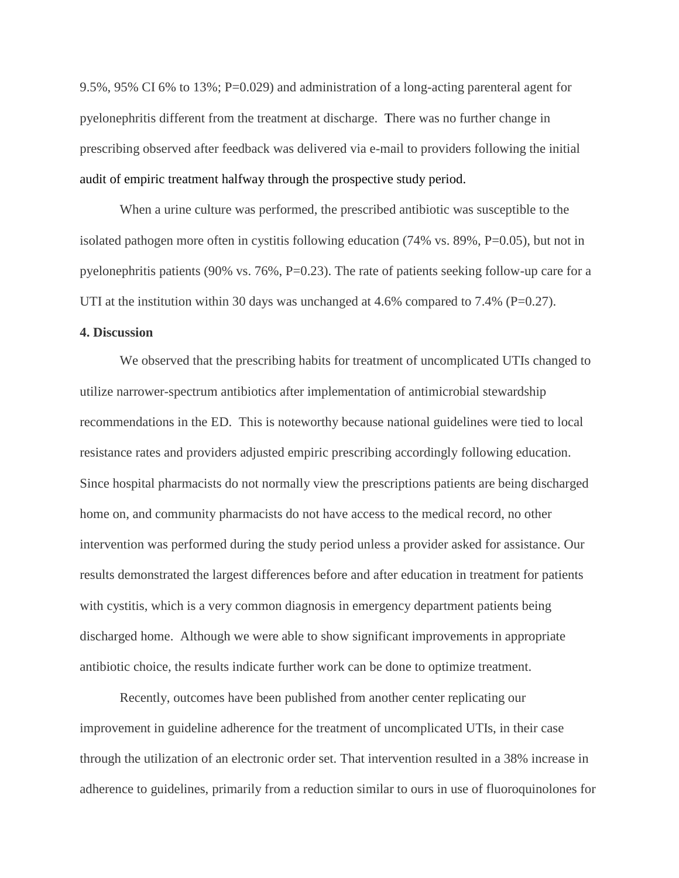9.5%, 95% CI 6% to 13%; P=0.029) and administration of a long-acting parenteral agent for pyelonephritis different from the treatment at discharge. There was no further change in prescribing observed after feedback was delivered via e-mail to providers following the initial audit of empiric treatment halfway through the prospective study period.

When a urine culture was performed, the prescribed antibiotic was susceptible to the isolated pathogen more often in cystitis following education (74% vs. 89%, P=0.05), but not in pyelonephritis patients (90% vs. 76%, P=0.23). The rate of patients seeking follow-up care for a UTI at the institution within 30 days was unchanged at 4.6% compared to 7.4% (P=0.27).

**4. Discussion**

We observed that the prescribing habits for treatment of uncomplicated UTIs changed to utilize narrower-spectrum antibiotics after implementation of antimicrobial stewardship recommendations in the ED. This is noteworthy because national guidelines were tied to local resistance rates and providers adjusted empiric prescribing accordingly following education. Since hospital pharmacists do not normally view the prescriptions patients are being discharged home on, and community pharmacists do not have access to the medical record, no other intervention was performed during the study period unless a provider asked for assistance. Our results demonstrated the largest differences before and after education in treatment for patients with cystitis, which is a very common diagnosis in emergency department patients being discharged home. Although we were able to show significant improvements in appropriate antibiotic choice, the results indicate further work can be done to optimize treatment.

Recently, outcomes have been published from another center replicating our improvement in guideline adherence for the treatment of uncomplicated UTIs, in their case through the utilization of an electronic order set. That intervention resulted in a 38% increase in adherence to guidelines, primarily from a reduction similar to ours in use of fluoroquinolones for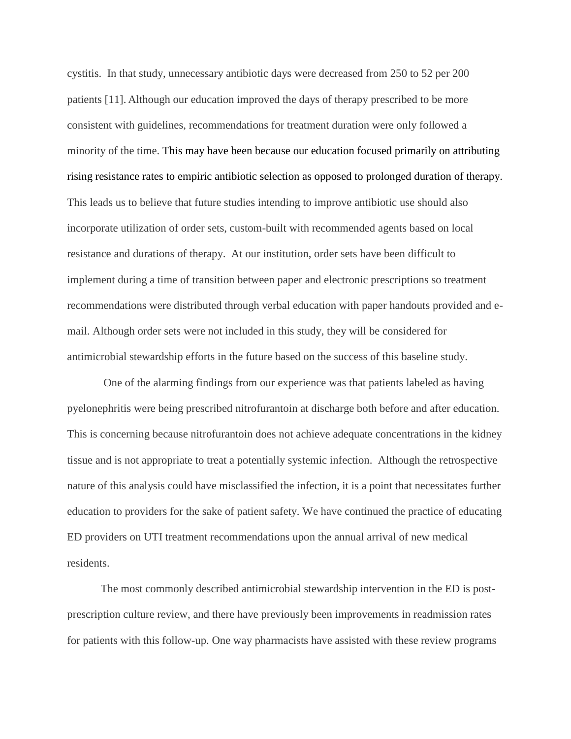cystitis. In that study, unnecessary antibiotic days were decreased from 250 to 52 per 200 patients [11]. Although our education improved the days of therapy prescribed to be more consistent with guidelines, recommendations for treatment duration were only followed a minority of the time. This may have been because our education focused primarily on attributing rising resistance rates to empiric antibiotic selection as opposed to prolonged duration of therapy. This leads us to believe that future studies intending to improve antibiotic use should also incorporate utilization of order sets, custom-built with recommended agents based on local resistance and durations of therapy. At our institution, order sets have been difficult to implement during a time of transition between paper and electronic prescriptions so treatment recommendations were distributed through verbal education with paper handouts provided and e-mail. Although order sets were not included in this study, they will be considered for antimicrobial stewardship efforts in the future based on the success of this baseline study.

One of the alarming findings from our experience was that patients labeled as having pyelonephritis were being prescribed nitrofurantoin at discharge both before and after education. This is concerning because nitrofurantoin does not achieve adequate concentrations in the kidney tissue and is not appropriate to treat a potentially systemic infection. Although the retrospective nature of this analysis could have misclassified the infection, it is a point that necessitates further education to providers for the sake of patient safety. We have continued the practice of educating ED providers on UTI treatment recommendations upon the annual arrival of new medical residents.

The most commonly described antimicrobial stewardship intervention in the ED is post-prescription culture review, and there have previously been improvements in readmission rates for patients with this follow-up. One way pharmacists have assisted with these review programs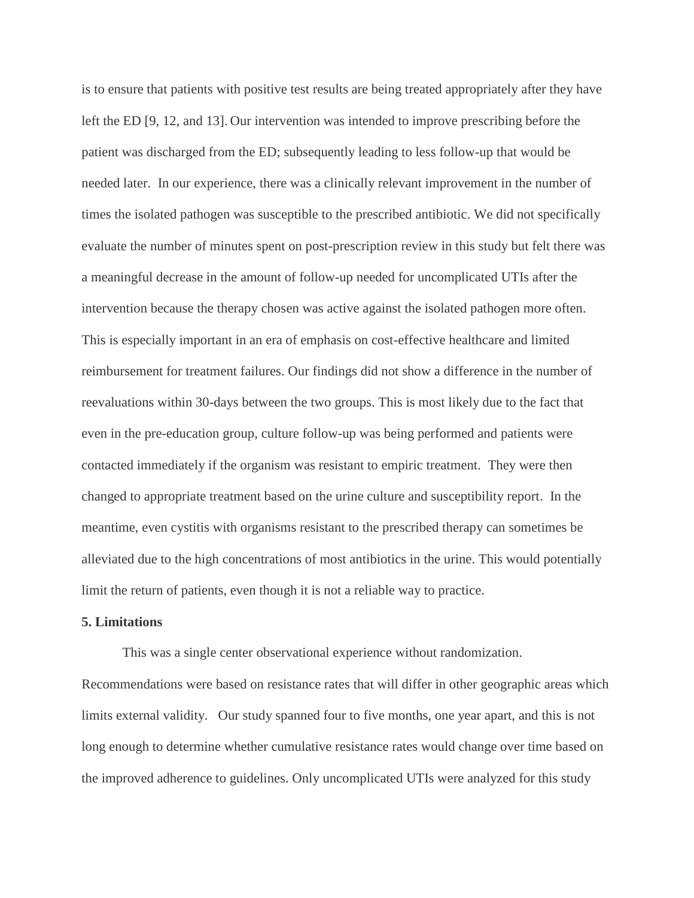is to ensure that patients with positive test results are being treated appropriately after they have left the ED [9, 12, and 13]. Our intervention was intended to improve prescribing before the patient was discharged from the ED; subsequently leading to less follow-up that would be needed later. In our experience, there was a clinically relevant improvement in the number of times the isolated pathogen was susceptible to the prescribed antibiotic. We did not specifically evaluate the number of minutes spent on post-prescription review in this study but felt there was a meaningful decrease in the amount of follow-up needed for uncomplicated UTIs after the intervention because the therapy chosen was active against the isolated pathogen more often. This is especially important in an era of emphasis on cost-effective healthcare and limited reimbursement for treatment failures. Our findings did not show a difference in the number of reevaluations within 30-days between the two groups. This is most likely due to the fact that even in the pre-education group, culture follow-up was being performed and patients were contacted immediately if the organism was resistant to empiric treatment. They were then changed to appropriate treatment based on the urine culture and susceptibility report. In the meantime, even cystitis with organisms resistant to the prescribed therapy can sometimes be alleviated due to the high concentrations of most antibiotics in the urine. This would potentially limit the return of patients, even though it is not a reliable way to practice.

**5. Limitations**

This was a single center observational experience without randomization. Recommendations were based on resistance rates that will differ in other geographic areas which limits external validity. Our study spanned four to five months, one year apart, and this is not long enough to determine whether cumulative resistance rates would change over time based on the improved adherence to guidelines. Only uncomplicated UTIs were analyzed for this study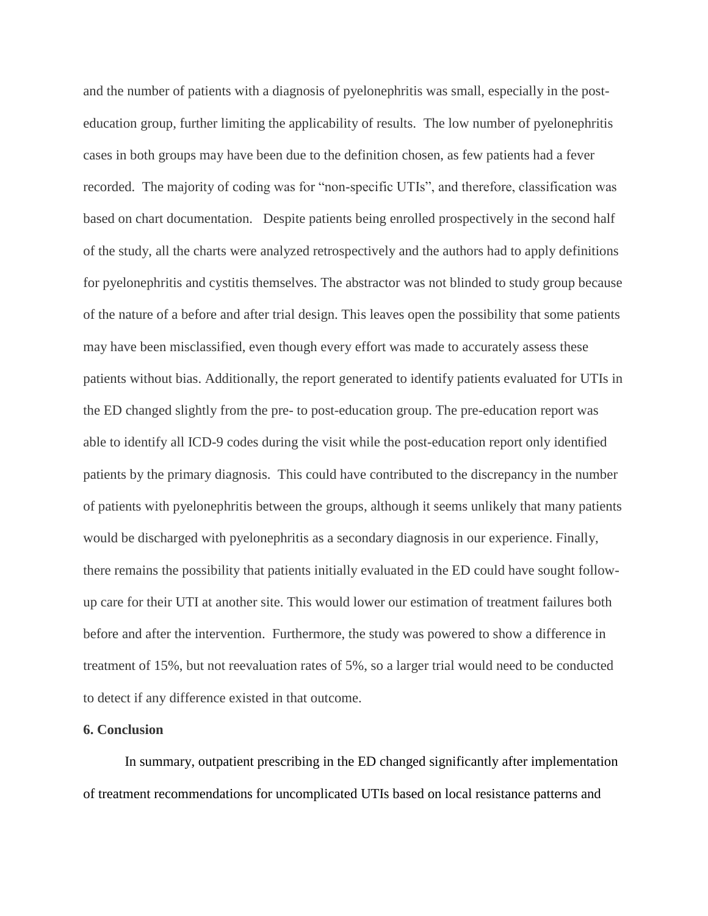and the number of patients with a diagnosis of pyelonephritis was small, especially in the post-education group, further limiting the applicability of results. The low number of pyelonephritis cases in both groups may have been due to the definition chosen, as few patients had a fever recorded. The majority of coding was for "non-specific UTIs", and therefore, classification was based on chart documentation. Despite patients being enrolled prospectively in the second half of the study, all the charts were analyzed retrospectively and the authors had to apply definitions for pyelonephritis and cystitis themselves. The abstractor was not blinded to study group because of the nature of a before and after trial design. This leaves open the possibility that some patients may have been misclassified, even though every effort was made to accurately assess these patients without bias. Additionally, the report generated to identify patients evaluated for UTIs in the ED changed slightly from the pre- to post-education group. The pre-education report was able to identify all ICD-9 codes during the visit while the post-education report only identified patients by the primary diagnosis. This could have contributed to the discrepancy in the number of patients with pyelonephritis between the groups, although it seems unlikely that many patients would be discharged with pyelonephritis as a secondary diagnosis in our experience. Finally, there remains the possibility that patients initially evaluated in the ED could have sought follow-up care for their UTI at another site. This would lower our estimation of treatment failures both before and after the intervention. Furthermore, the study was powered to show a difference in treatment of 15%, but not reevaluation rates of 5%, so a larger trial would need to be conducted to detect if any difference existed in that outcome.

**6. Conclusion**

In summary, outpatient prescribing in the ED changed significantly after implementation of treatment recommendations for uncomplicated UTIs based on local resistance patterns and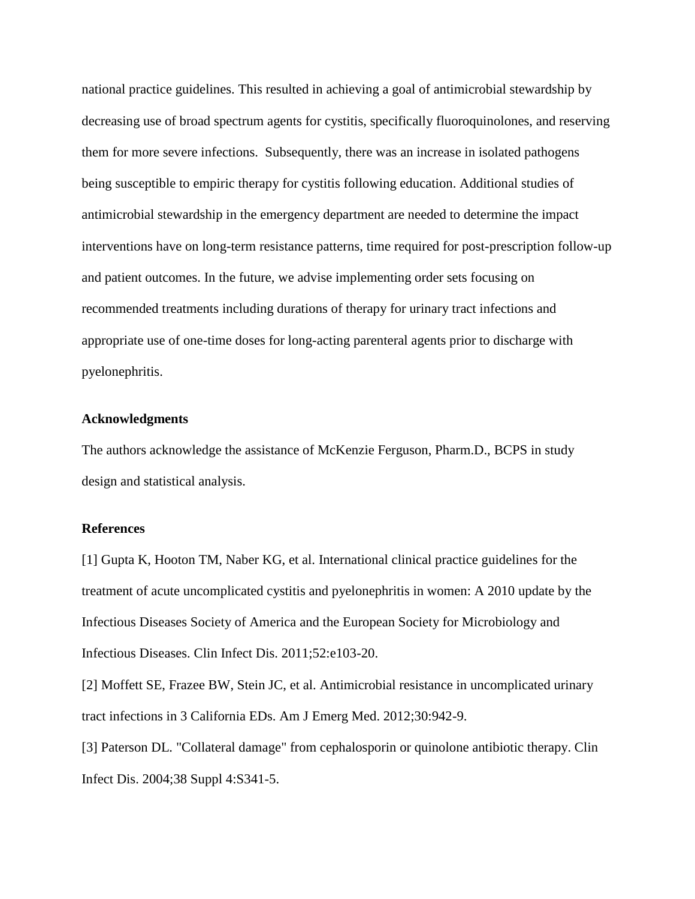national practice guidelines. This resulted in achieving a goal of antimicrobial stewardship by decreasing use of broad spectrum agents for cystitis, specifically fluoroquinolones, and reserving them for more severe infections.  Subsequently, there was an increase in isolated pathogens being susceptible to empiric therapy for cystitis following education. Additional studies of antimicrobial stewardship in the emergency department are needed to determine the impact interventions have on long-term resistance patterns, time required for post-prescription follow-up and patient outcomes. In the future, we advise implementing order sets focusing on recommended treatments including durations of therapy for urinary tract infections and appropriate use of one-time doses for long-acting parenteral agents prior to discharge with pyelonephritis.

**Acknowledgments**

The authors acknowledge the assistance of McKenzie Ferguson, Pharm.D., BCPS in study design and statistical analysis.

**References**

[1] Gupta K, Hooton TM, Naber KG, et al. International clinical practice guidelines for the treatment of acute uncomplicated cystitis and pyelonephritis in women: A 2010 update by the Infectious Diseases Society of America and the European Society for Microbiology and Infectious Diseases. Clin Infect Dis. 2011;52:e103-20.

[2] Moffett SE, Frazee BW, Stein JC, et al. Antimicrobial resistance in uncomplicated urinary tract infections in 3 California EDs. Am J Emerg Med. 2012;30:942-9.

[3] Paterson DL. "Collateral damage" from cephalosporin or quinolone antibiotic therapy. Clin Infect Dis. 2004;38 Suppl 4:S341-5.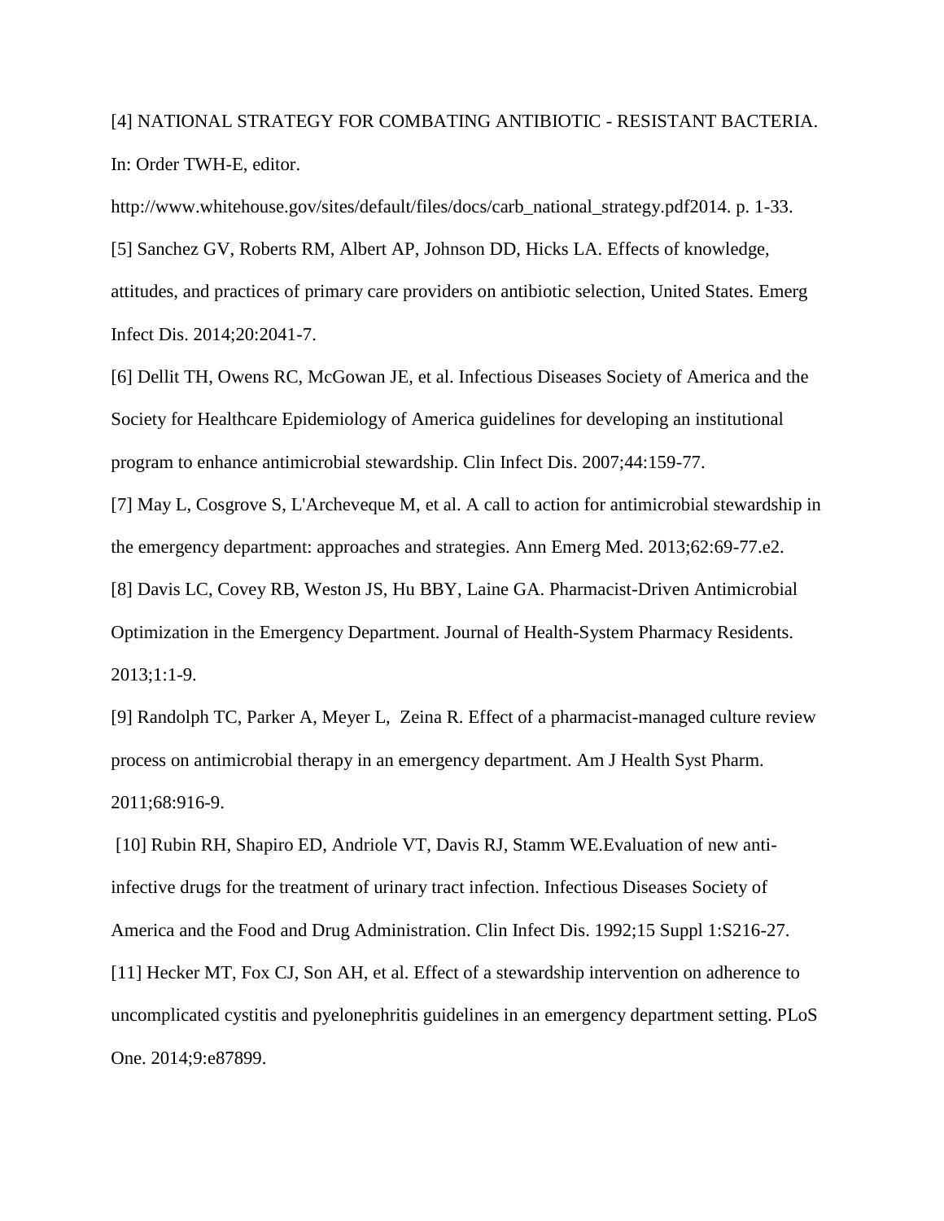[4] NATIONAL STRATEGY FOR COMBATING ANTIBIOTIC - RESISTANT BACTERIA. In: Order TWH-E, editor. http://www.whitehouse.gov/sites/default/files/docs/carb_national_strategy.pdf2014. p. 1-33.

[5] Sanchez GV, Roberts RM, Albert AP, Johnson DD, Hicks LA. Effects of knowledge, attitudes, and practices of primary care providers on antibiotic selection, United States. Emerg Infect Dis. 2014;20:2041-7.

[6] Dellit TH, Owens RC, McGowan JE, et al. Infectious Diseases Society of America and the Society for Healthcare Epidemiology of America guidelines for developing an institutional program to enhance antimicrobial stewardship. Clin Infect Dis. 2007;44:159-77.

[7] May L, Cosgrove S, L'Archeveque M, et al. A call to action for antimicrobial stewardship in the emergency department: approaches and strategies. Ann Emerg Med. 2013;62:69-77.e2.

[8] Davis LC, Covey RB, Weston JS, Hu BBY, Laine GA. Pharmacist-Driven Antimicrobial Optimization in the Emergency Department. Journal of Health-System Pharmacy Residents. 2013;1:1-9.

[9] Randolph TC, Parker A, Meyer L, Zeina R. Effect of a pharmacist-managed culture review process on antimicrobial therapy in an emergency department. Am J Health Syst Pharm. 2011;68:916-9.

[10] Rubin RH, Shapiro ED, Andriole VT, Davis RJ, Stamm WE.Evaluation of new anti-infective drugs for the treatment of urinary tract infection. Infectious Diseases Society of America and the Food and Drug Administration. Clin Infect Dis. 1992;15 Suppl 1:S216-27.

[11] Hecker MT, Fox CJ, Son AH, et al. Effect of a stewardship intervention on adherence to uncomplicated cystitis and pyelonephritis guidelines in an emergency department setting. PLoS One. 2014;9:e87899.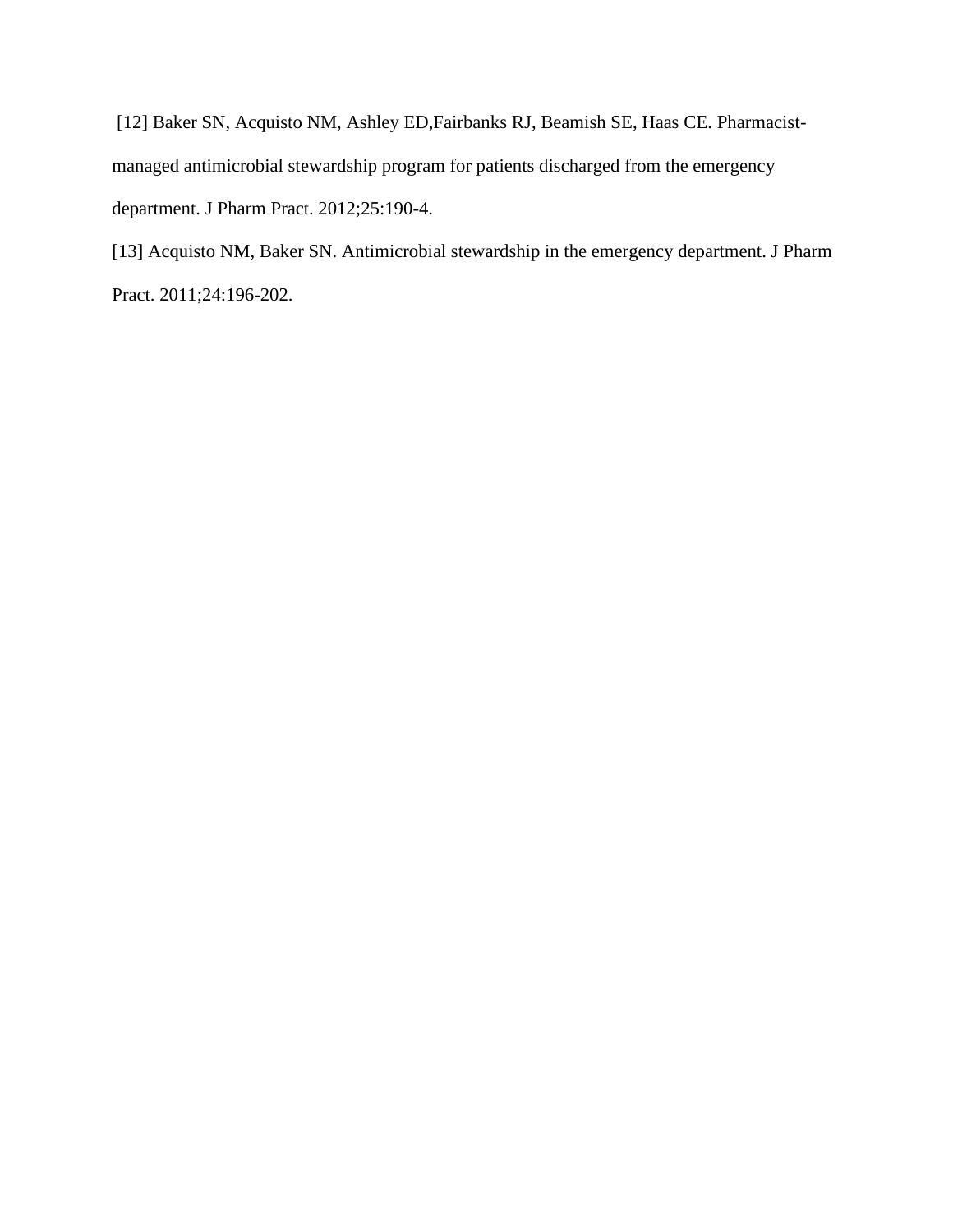[12] Baker SN, Acquisto NM, Ashley ED,Fairbanks RJ, Beamish SE, Haas CE. Pharmacist-managed antimicrobial stewardship program for patients discharged from the emergency department. J Pharm Pract. 2012;25:190-4.

[13] Acquisto NM, Baker SN. Antimicrobial stewardship in the emergency department. J Pharm Pract. 2011;24:196-202.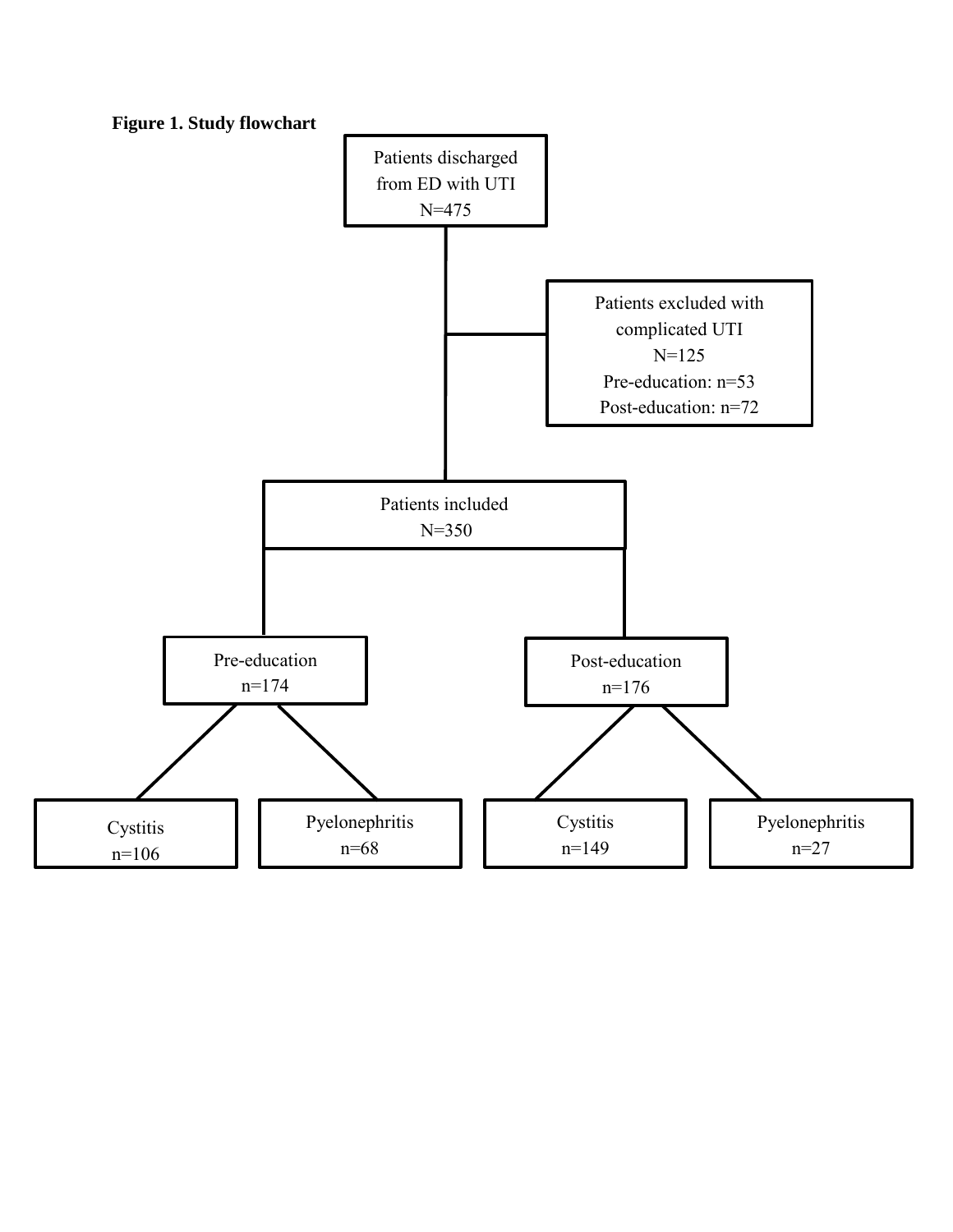**Figure 1. Study flowchart**

Patients discharged from ED with UTI
N=475

Patients excluded with complicated UTI
N=125
Pre-education: n=53
Post-education: n=72

Patients included
N=350

Pre-education
n=174

Post-education
n=176

Cystitis
n=106

Pyelonephritis
n=68

Cystitis
n=149

Pyelonephritis
n=27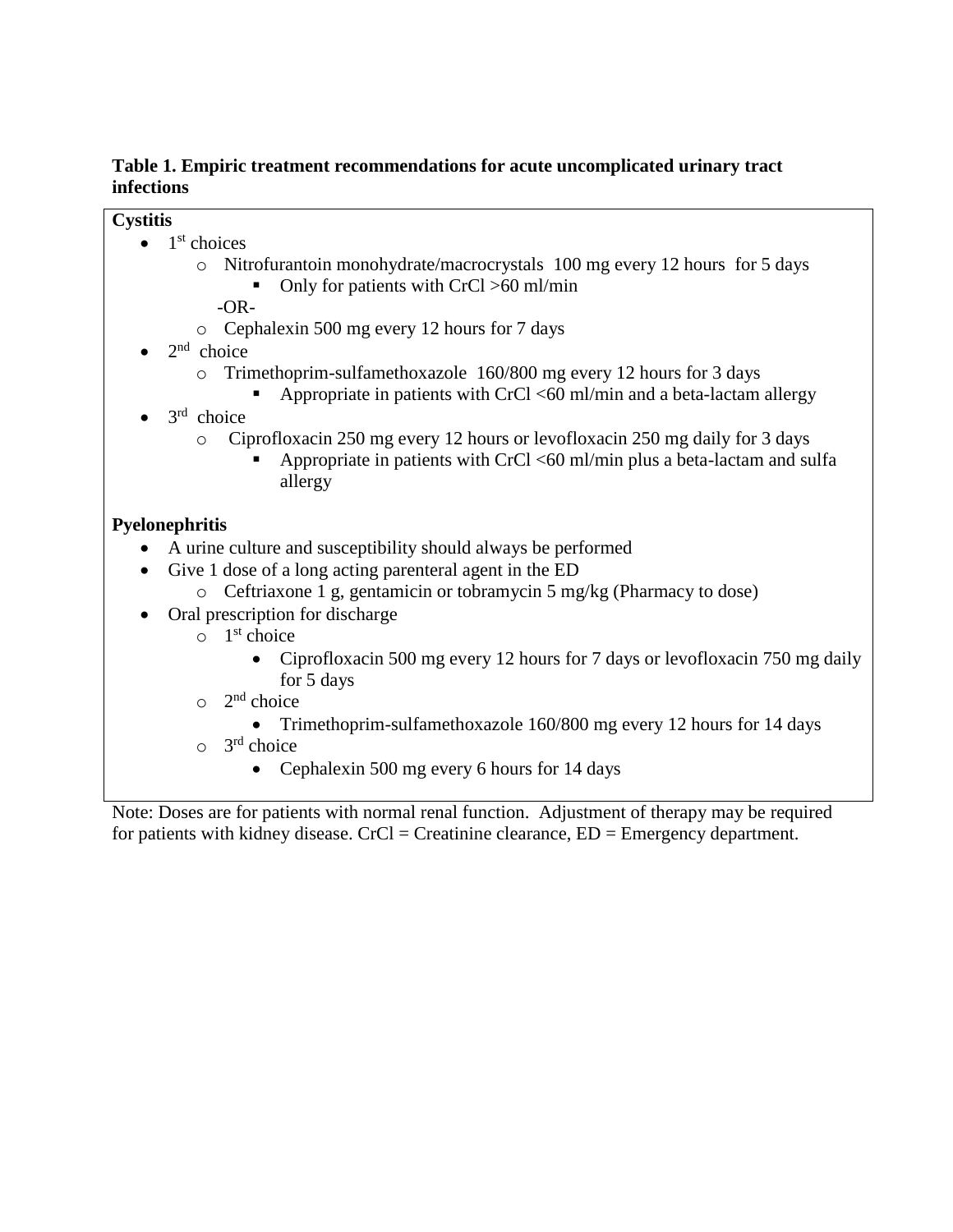**Table 1. Empiric treatment recommendations for acute uncomplicated urinary tract infections**

**Cystitis**

- 1st choices
  - Nitrofurantoin monohydrate/macrocrystals 100 mg every 12 hours for 5 days
    - Only for patients with CrCl >60 ml/min

    -OR-
  - Cephalexin 500 mg every 12 hours for 7 days
- 2nd choice
  - Trimethoprim-sulfamethoxazole 160/800 mg every 12 hours for 3 days
    - Appropriate in patients with CrCl <60 ml/min and a beta-lactam allergy
- 3rd choice
  - Ciprofloxacin 250 mg every 12 hours or levofloxacin 250 mg daily for 3 days
    - Appropriate in patients with CrCl <60 ml/min plus a beta-lactam and sulfa allergy

**Pyelonephritis**

- A urine culture and susceptibility should always be performed
- Give 1 dose of a long acting parenteral agent in the ED
  - Ceftriaxone 1 g, gentamicin or tobramycin 5 mg/kg (Pharmacy to dose)
- Oral prescription for discharge
  - 1st choice
    - Ciprofloxacin 500 mg every 12 hours for 7 days or levofloxacin 750 mg daily for 5 days
  - 2nd choice
    - Trimethoprim-sulfamethoxazole 160/800 mg every 12 hours for 14 days
  - 3rd choice
    - Cephalexin 500 mg every 6 hours for 14 days

Note: Doses are for patients with normal renal function. Adjustment of therapy may be required for patients with kidney disease. CrCl = Creatinine clearance, ED = Emergency department.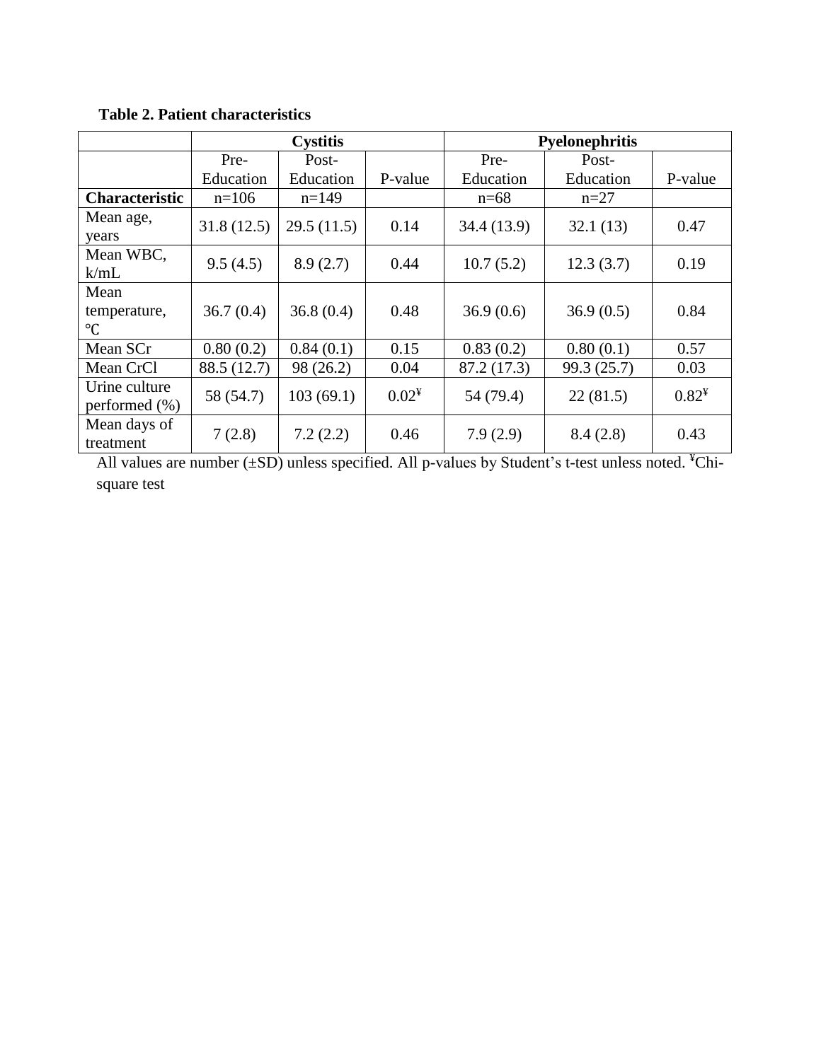**Table 2. Patient characteristics**

| | Cystitis | | | Pyelonephritis | | |
|---|---|---|---|---|---|---|
| | Pre-Education | Post-Education | P-value | Pre-Education | Post-Education | P-value |
| **Characteristic** | n=106 | n=149 | | n=68 | n=27 | |
| Mean age, years | 31.8 (12.5) | 29.5 (11.5) | 0.14 | 34.4 (13.9) | 32.1 (13) | 0.47 |
| Mean WBC, k/mL | 9.5 (4.5) | 8.9 (2.7) | 0.44 | 10.7 (5.2) | 12.3 (3.7) | 0.19 |
| Mean temperature, ℃ | 36.7 (0.4) | 36.8 (0.4) | 0.48 | 36.9 (0.6) | 36.9 (0.5) | 0.84 |
| Mean SCr | 0.80 (0.2) | 0.84 (0.1) | 0.15 | 0.83 (0.2) | 0.80 (0.1) | 0.57 |
| Mean CrCl | 88.5 (12.7) | 98 (26.2) | 0.04 | 87.2 (17.3) | 99.3 (25.7) | 0.03 |
| Urine culture performed (%) | 58 (54.7) | 103 (69.1) | 0.02[¥] | 54 (79.4) | 22 (81.5) | 0.82[¥] |
| Mean days of treatment | 7 (2.8) | 7.2 (2.2) | 0.46 | 7.9 (2.9) | 8.4 (2.8) | 0.43 |

All values are number (±SD) unless specified. All p-values by Student's t-test unless noted. [¥]Chi-square test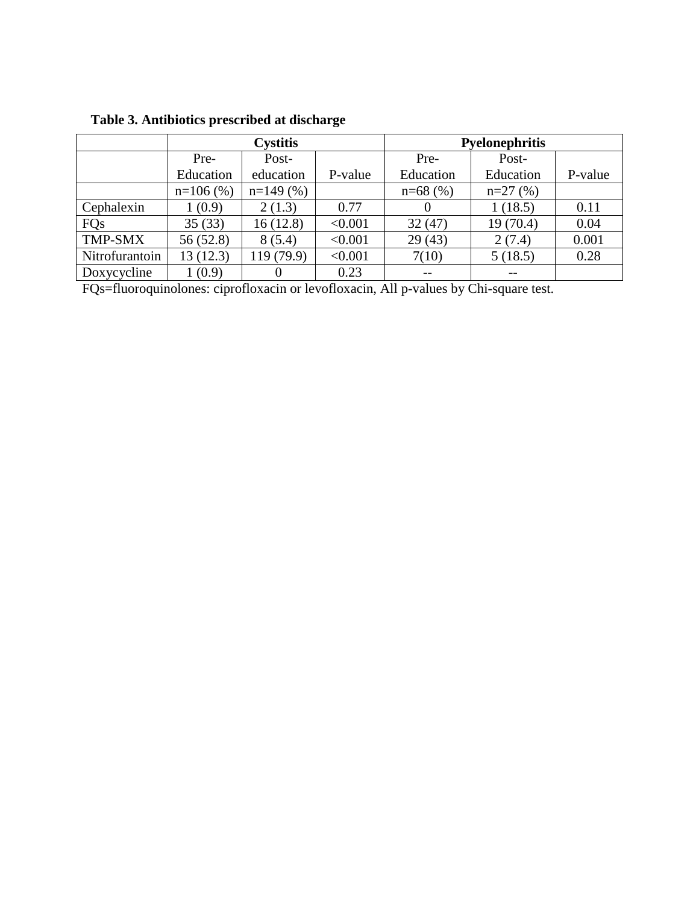**Table 3. Antibiotics prescribed at discharge**

| | Cystitis | | | Pyelonephritis | | |
|---|---|---|---|---|---|---|
| | Pre-Education | Post-education | P-value | Pre-Education | Post-Education | P-value |
| | n=106 (%) | n=149 (%) | | n=68 (%) | n=27 (%) | |
| Cephalexin | 1 (0.9) | 2 (1.3) | 0.77 | 0 | 1 (18.5) | 0.11 |
| FQs | 35 (33) | 16 (12.8) | <0.001 | 32 (47) | 19 (70.4) | 0.04 |
| TMP-SMX | 56 (52.8) | 8 (5.4) | <0.001 | 29 (43) | 2 (7.4) | 0.001 |
| Nitrofurantoin | 13 (12.3) | 119 (79.9) | <0.001 | 7(10) | 5 (18.5) | 0.28 |
| Doxycycline | 1 (0.9) | 0 | 0.23 | -- | -- | |

FQs=fluoroquinolones: ciprofloxacin or levofloxacin, All p-values by Chi-square test.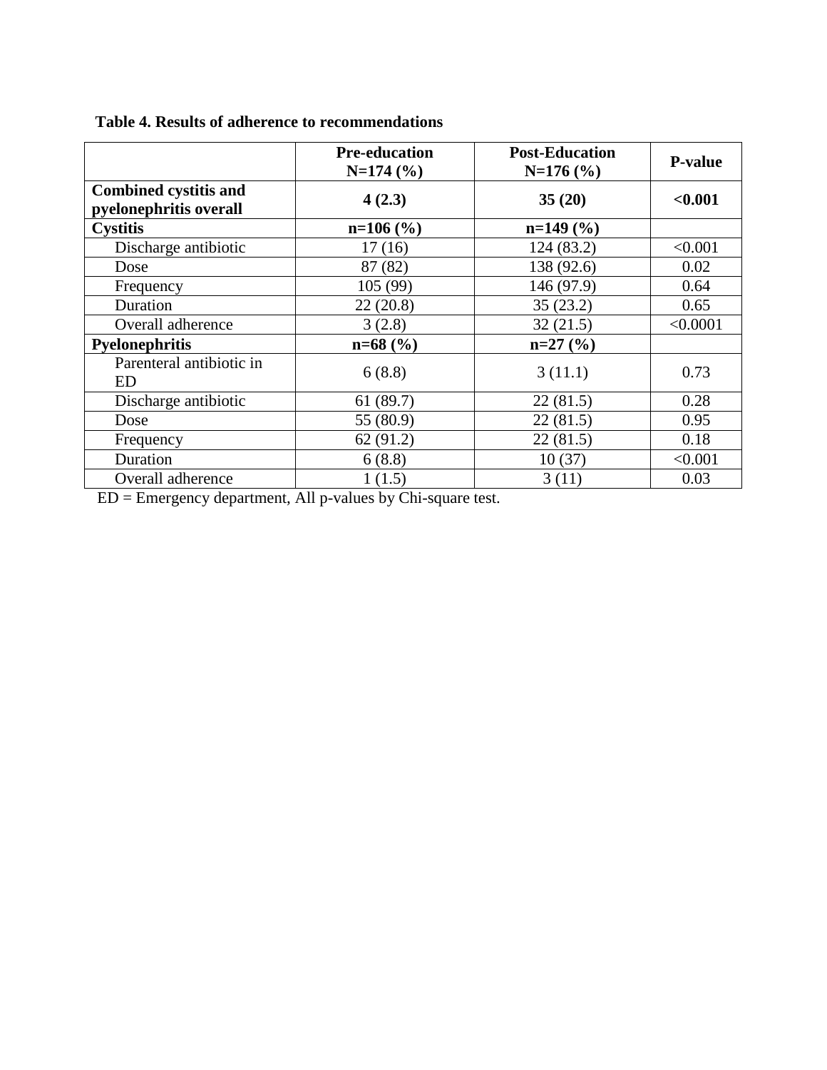**Table 4. Results of adherence to recommendations**

| | Pre-education N=174 (%) | Post-Education N=176 (%) | P-value |
|---|---|---|---|
| **Combined cystitis and pyelonephritis overall** | **4 (2.3)** | **35 (20)** | **<0.001** |
| **Cystitis** | **n=106 (%)** | **n=149 (%)** | |
| Discharge antibiotic | 17 (16) | 124 (83.2) | <0.001 |
| Dose | 87 (82) | 138 (92.6) | 0.02 |
| Frequency | 105 (99) | 146 (97.9) | 0.64 |
| Duration | 22 (20.8) | 35 (23.2) | 0.65 |
| Overall adherence | 3 (2.8) | 32 (21.5) | <0.0001 |
| **Pyelonephritis** | **n=68 (%)** | **n=27 (%)** | |
| Parenteral antibiotic in ED | 6 (8.8) | 3 (11.1) | 0.73 |
| Discharge antibiotic | 61 (89.7) | 22 (81.5) | 0.28 |
| Dose | 55 (80.9) | 22 (81.5) | 0.95 |
| Frequency | 62 (91.2) | 22 (81.5) | 0.18 |
| Duration | 6 (8.8) | 10 (37) | <0.001 |
| Overall adherence | 1 (1.5) | 3 (11) | 0.03 |

ED = Emergency department, All p-values by Chi-square test.